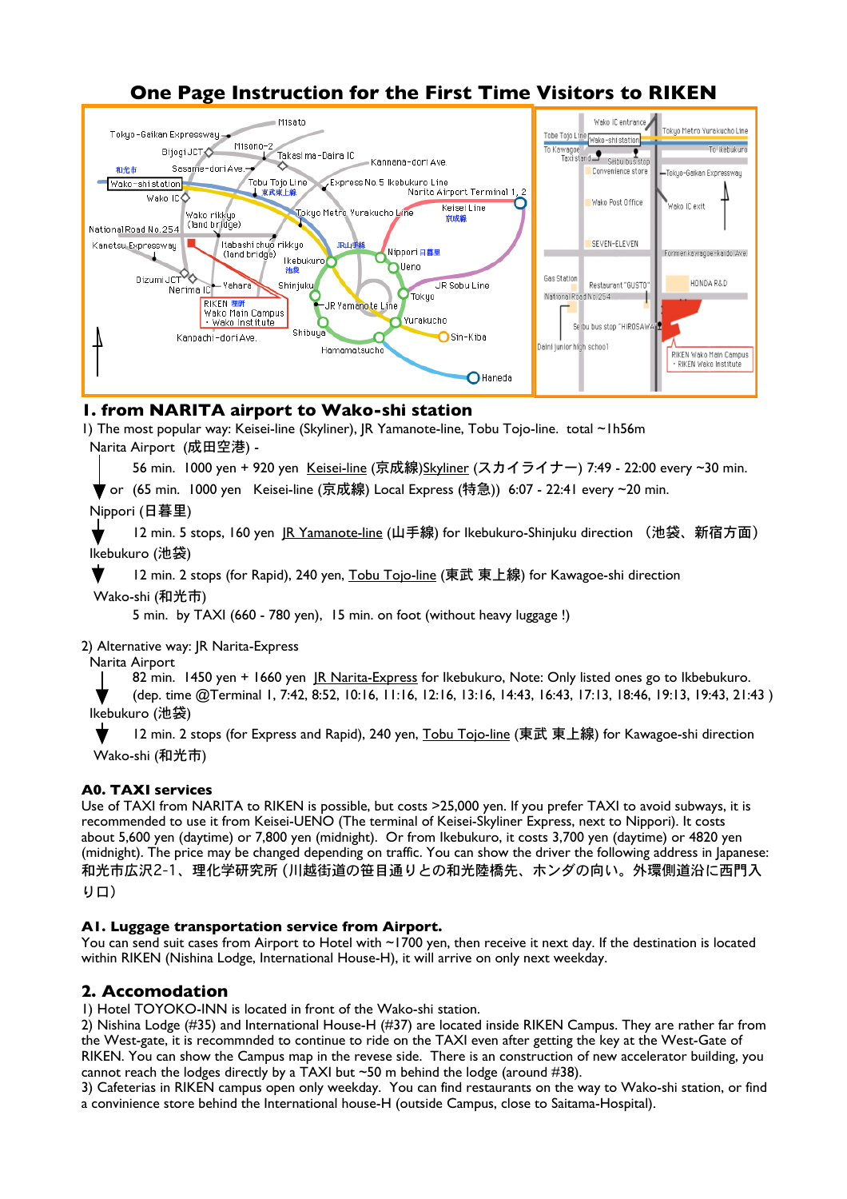# One Page Instruction for the First Time Visitors to RIKEN

## 1. from NARITA airport to Wako-shi station

1) The most popular way: Keisei-line (Skyliner), JR Yamanote-line, Tobu Tojo-line. total ~1h56m

Narita Airport (成田空港) -

56 min. 1000 yen + 920 yen Keisei-line (京成線)Skyliner (スカイライナー) 7:49 - 22:00 every ~30 min.

or (65 min. 1000 yen Keisei-line (京成線) Local Express (特急)) 6:07 - 22:41 every ~20 min.

Nippori (日暮里)

12 min. 5 stops, 160 yen JR Yamanote-line (山手線) for Ikebukuro-Shinjuku direction （池袋、新宿方面）

Ikebukuro (池袋)

12 min. 2 stops (for Rapid), 240 yen, Tobu Tojo-line (東武 東上線) for Kawagoe-shi direction

Wako-shi (和光市)

5 min. by TAXI (660 - 780 yen), 15 min. on foot (without heavy luggage !)

2) Alternative way: JR Narita-Express

Narita Airport

82 min. 1450 yen + 1660 yen JR Narita-Express for Ikebukuro, Note: Only listed ones go to Ikbebukuro.
(dep. time @Terminal 1, 7:42, 8:52, 10:16, 11:16, 12:16, 13:16, 14:43, 16:43, 17:13, 18:46, 19:13, 19:43, 21:43 )

Ikebukuro (池袋)

12 min. 2 stops (for Express and Rapid), 240 yen, Tobu Tojo-line (東武 東上線) for Kawagoe-shi direction

Wako-shi (和光市)

### A0. TAXI services

Use of TAXI from NARITA to RIKEN is possible, but costs >25,000 yen. If you prefer TAXI to avoid subways, it is recommended to use it from Keisei-UENO (The terminal of Keisei-Skyliner Express, next to Nippori). It costs about 5,600 yen (daytime) or 7,800 yen (midnight). Or from Ikebukuro, it costs 3,700 yen (daytime) or 4820 yen (midnight). The price may be changed depending on traffic. You can show the driver the following address in Japanese: 和光市広沢2-1、理化学研究所 (川越街道の笹目通りとの和光陸橋先、ホンダの向い。外環側道沿に西門入り口)

### A1. Luggage transportation service from Airport.

You can send suit cases from Airport to Hotel with ~1700 yen, then receive it next day. If the destination is located within RIKEN (Nishina Lodge, International House-H), it will arrive on only next weekday.

## 2. Accomodation

1) Hotel TOYOKO-INN is located in front of the Wako-shi station.

2) Nishina Lodge (#35) and International House-H (#37) are located inside RIKEN Campus. They are rather far from the West-gate, it is recommnded to continue to ride on the TAXI even after getting the key at the West-Gate of RIKEN. You can show the Campus map in the revese side. There is an construction of new accelerator building, you cannot reach the lodges directly by a TAXI but ~50 m behind the lodge (around #38).

3) Cafeterias in RIKEN campus open only weekday. You can find restaurants on the way to Wako-shi station, or find a convinience store behind the International house-H (outside Campus, close to Saitama-Hospital).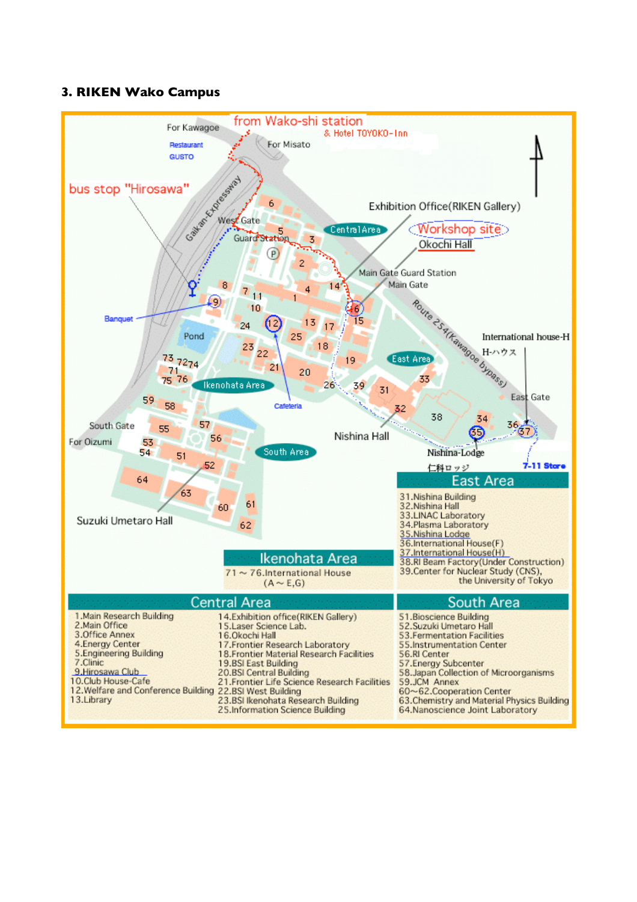### 3. RIKEN Wako Campus

from Wako-shi station

& Hotel TOYOKO-Inn

For Kawagoe

Restaurant GUSTO

For Misato

bus stop "Hirosawa"

Gaikan-Expressway

West Gate

Guard Station

Exhibition Office(RIKEN Gallery)

Central Area

Workshop site

Okochi Hall

Main Gate Guard Station

Main Gate

Route 254(Kawagoe bypass)

International house-H

H-ハウス

East Area

East Gate

Banquet

Pond

Ikenohata Area

Cafeteria

South Gate

For Oizumi

South Area

Nishina Hall

Nishina-Lodge

仁科ロッジ

7-11 Store

Suzuki Umetaro Hall

## East Area

31.Nishina Building
32.Nishina Hall
33.LINAC Laboratory
34.Plasma Laboratory
35.Nishina Lodge
36.International House(F)
37.International House(H)
38.RI Beam Factory(Under Construction)
39.Center for Nuclear Study (CNS), the University of Tokyo

## Ikenohata Area

71～76.International House (A～E,G)

## Central Area

1.Main Research Building
2.Main Office
3.Office Annex
4.Energy Center
5.Engineering Building
7.Clinic
9.Hirosawa Club
10.Club House-Cafe
12.Welfare and Conference Building
13.Library
14.Exhibition office(RIKEN Gallery)
15.Laser Science Lab.
16.Okochi Hall
17.Frontier Research Laboratory
18.Frontier Material Research Facilities
19.BSI East Building
20.BSI Central Building
21.Frontier Life Science Research Facilities
22.BSI West Building
23.BSI Ikenohata Research Building
25.Information Science Building

## South Area

51.Bioscience Building
52.Suzuki Umetaro Hall
53.Fermentation Facilities
55.Instrumentation Center
56.RI Center
57.Energy Subcenter
58.Japan Collection of Microorganisms
59.JCM Annex
60～62.Cooperation Center
63.Chemistry and Material Physics Building
64.Nanoscience Joint Laboratory